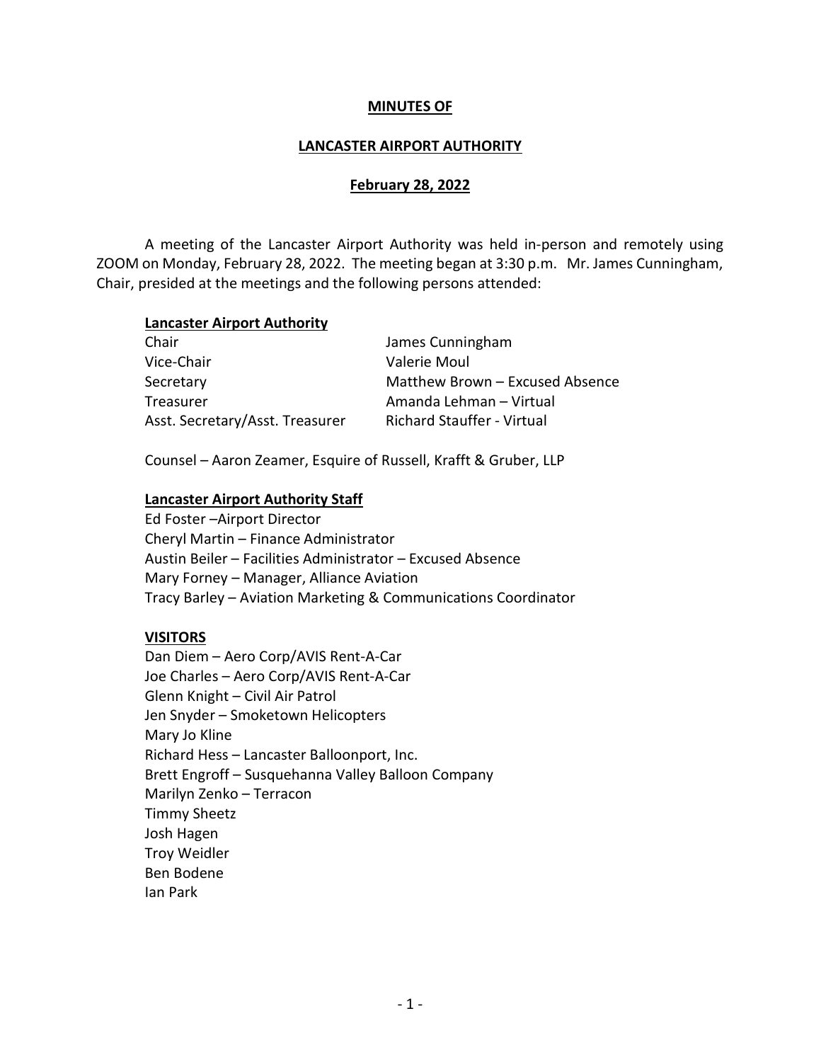**MINUTES OF**

**LANCASTER AIRPORT AUTHORITY**

**February 28, 2022**

A meeting of the Lancaster Airport Authority was held in-person and remotely using ZOOM on Monday, February 28, 2022. The meeting began at 3:30 p.m. Mr. James Cunningham, Chair, presided at the meetings and the following persons attended:

**Lancaster Airport Authority**

| | |
|---|---|
| Chair | James Cunningham |
| Vice-Chair | Valerie Moul |
| Secretary | Matthew Brown – Excused Absence |
| Treasurer | Amanda Lehman – Virtual |
| Asst. Secretary/Asst. Treasurer | Richard Stauffer - Virtual |

Counsel – Aaron Zeamer, Esquire of Russell, Krafft & Gruber, LLP

**Lancaster Airport Authority Staff**

Ed Foster –Airport Director
Cheryl Martin – Finance Administrator
Austin Beiler – Facilities Administrator – Excused Absence
Mary Forney – Manager, Alliance Aviation
Tracy Barley – Aviation Marketing & Communications Coordinator

**VISITORS**

Dan Diem – Aero Corp/AVIS Rent-A-Car
Joe Charles – Aero Corp/AVIS Rent-A-Car
Glenn Knight – Civil Air Patrol
Jen Snyder – Smoketown Helicopters
Mary Jo Kline
Richard Hess – Lancaster Balloonport, Inc.
Brett Engroff – Susquehanna Valley Balloon Company
Marilyn Zenko – Terracon
Timmy Sheetz
Josh Hagen
Troy Weidler
Ben Bodene
Ian Park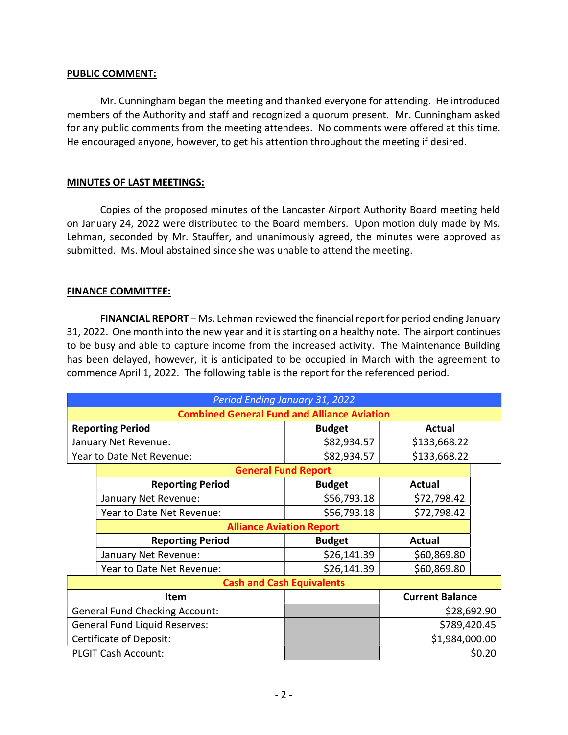**PUBLIC COMMENT:**

Mr. Cunningham began the meeting and thanked everyone for attending. He introduced members of the Authority and staff and recognized a quorum present. Mr. Cunningham asked for any public comments from the meeting attendees. No comments were offered at this time. He encouraged anyone, however, to get his attention throughout the meeting if desired.

**MINUTES OF LAST MEETINGS:**

Copies of the proposed minutes of the Lancaster Airport Authority Board meeting held on January 24, 2022 were distributed to the Board members. Upon motion duly made by Ms. Lehman, seconded by Mr. Stauffer, and unanimously agreed, the minutes were approved as submitted. Ms. Moul abstained since she was unable to attend the meeting.

**FINANCE COMMITTEE:**

**FINANCIAL REPORT –** Ms. Lehman reviewed the financial report for period ending January 31, 2022. One month into the new year and it is starting on a healthy note. The airport continues to be busy and able to capture income from the increased activity. The Maintenance Building has been delayed, however, it is anticipated to be occupied in March with the agreement to commence April 1, 2022. The following table is the report for the referenced period.

| *Period Ending January 31, 2022* | | |
|---|---|---|
| **Combined General Fund and Alliance Aviation** | | |
| **Reporting Period** | **Budget** | **Actual** |
| January Net Revenue: | $82,934.57 | $133,668.22 |
| Year to Date Net Revenue: | $82,934.57 | $133,668.22 |
| **General Fund Report** | | |
| **Reporting Period** | **Budget** | **Actual** |
| January Net Revenue: | $56,793.18 | $72,798.42 |
| Year to Date Net Revenue: | $56,793.18 | $72,798.42 |
| **Alliance Aviation Report** | | |
| **Reporting Period** | **Budget** | **Actual** |
| January Net Revenue: | $26,141.39 | $60,869.80 |
| Year to Date Net Revenue: | $26,141.39 | $60,869.80 |
| **Cash and Cash Equivalents** | | |
| **Item** | | **Current Balance** |
| General Fund Checking Account: | | $28,692.90 |
| General Fund Liquid Reserves: | | $789,420.45 |
| Certificate of Deposit: | | $1,984,000.00 |
| PLGIT Cash Account: | | $0.20 |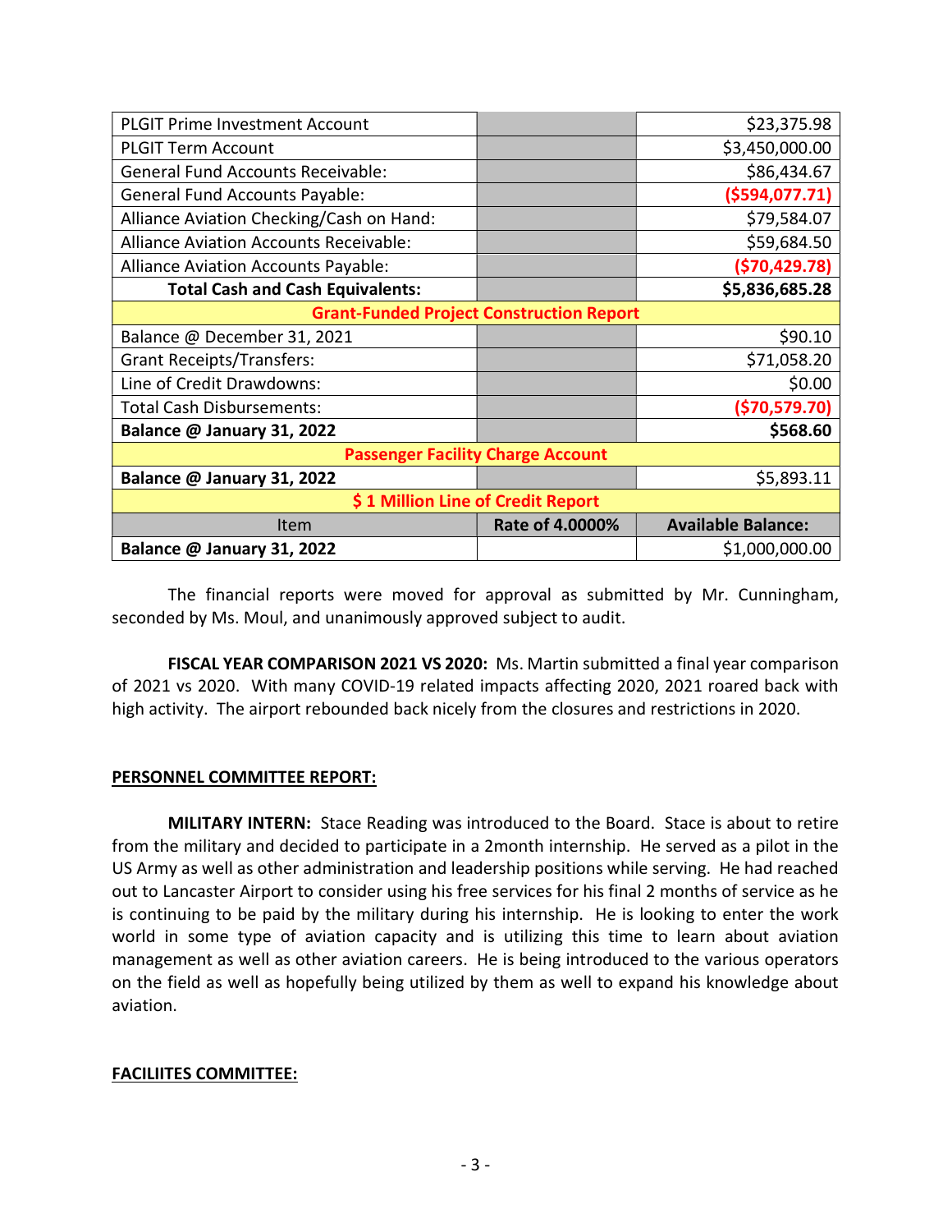| | | |
|---|---|---|
| PLGIT Prime Investment Account | | $23,375.98 |
| PLGIT Term Account | | $3,450,000.00 |
| General Fund Accounts Receivable: | | $86,434.67 |
| General Fund Accounts Payable: | | ($594,077.71) |
| Alliance Aviation Checking/Cash on Hand: | | $79,584.07 |
| Alliance Aviation Accounts Receivable: | | $59,684.50 |
| Alliance Aviation Accounts Payable: | | ($70,429.78) |
| **Total Cash and Cash Equivalents:** | | **$5,836,685.28** |
| **Grant-Funded Project Construction Report** | | |
| Balance @ December 31, 2021 | | $90.10 |
| Grant Receipts/Transfers: | | $71,058.20 |
| Line of Credit Drawdowns: | | $0.00 |
| Total Cash Disbursements: | | ($70,579.70) |
| **Balance @ January 31, 2022** | | **$568.60** |
| **Passenger Facility Charge Account** | | |
| **Balance @ January 31, 2022** | | $5,893.11 |
| **$ 1 Million Line of Credit Report** | | |
| Item | **Rate of 4.0000%** | **Available Balance:** |
| **Balance @ January 31, 2022** | | $1,000,000.00 |

The financial reports were moved for approval as submitted by Mr. Cunningham, seconded by Ms. Moul, and unanimously approved subject to audit.

**FISCAL YEAR COMPARISON 2021 VS 2020:** Ms. Martin submitted a final year comparison of 2021 vs 2020. With many COVID-19 related impacts affecting 2020, 2021 roared back with high activity. The airport rebounded back nicely from the closures and restrictions in 2020.

**PERSONNEL COMMITTEE REPORT:**

**MILITARY INTERN:** Stace Reading was introduced to the Board. Stace is about to retire from the military and decided to participate in a 2month internship. He served as a pilot in the US Army as well as other administration and leadership positions while serving. He had reached out to Lancaster Airport to consider using his free services for his final 2 months of service as he is continuing to be paid by the military during his internship. He is looking to enter the work world in some type of aviation capacity and is utilizing this time to learn about aviation management as well as other aviation careers. He is being introduced to the various operators on the field as well as hopefully being utilized by them as well to expand his knowledge about aviation.

**FACILIITES COMMITTEE:**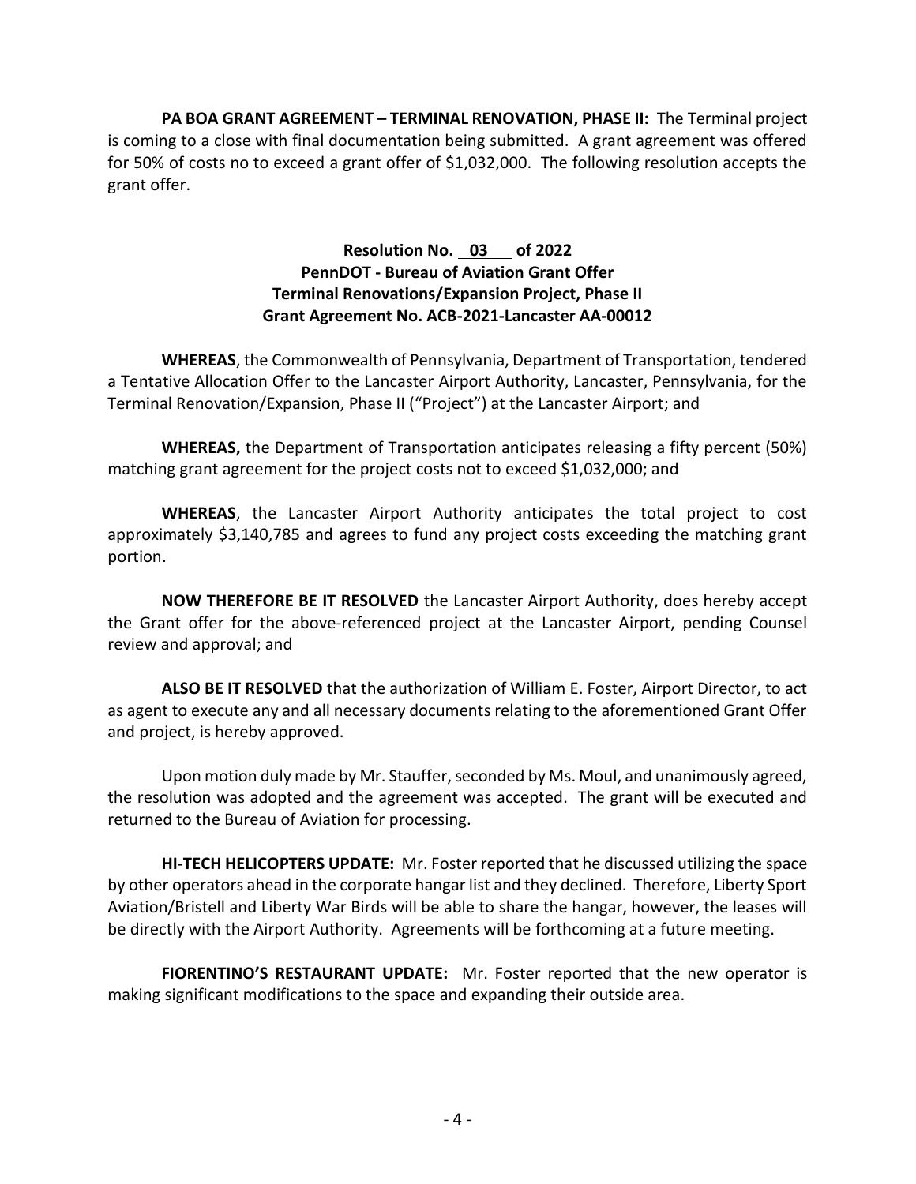**PA BOA GRANT AGREEMENT – TERMINAL RENOVATION, PHASE II:** The Terminal project is coming to a close with final documentation being submitted. A grant agreement was offered for 50% of costs no to exceed a grant offer of $1,032,000. The following resolution accepts the grant offer.

**Resolution No. 03 of 2022**
**PennDOT - Bureau of Aviation Grant Offer**
**Terminal Renovations/Expansion Project, Phase II**
**Grant Agreement No. ACB-2021-Lancaster AA-00012**

**WHEREAS**, the Commonwealth of Pennsylvania, Department of Transportation, tendered a Tentative Allocation Offer to the Lancaster Airport Authority, Lancaster, Pennsylvania, for the Terminal Renovation/Expansion, Phase II ("Project") at the Lancaster Airport; and

**WHEREAS,** the Department of Transportation anticipates releasing a fifty percent (50%) matching grant agreement for the project costs not to exceed $1,032,000; and

**WHEREAS**, the Lancaster Airport Authority anticipates the total project to cost approximately $3,140,785 and agrees to fund any project costs exceeding the matching grant portion.

**NOW THEREFORE BE IT RESOLVED** the Lancaster Airport Authority, does hereby accept the Grant offer for the above-referenced project at the Lancaster Airport, pending Counsel review and approval; and

**ALSO BE IT RESOLVED** that the authorization of William E. Foster, Airport Director, to act as agent to execute any and all necessary documents relating to the aforementioned Grant Offer and project, is hereby approved.

Upon motion duly made by Mr. Stauffer, seconded by Ms. Moul, and unanimously agreed, the resolution was adopted and the agreement was accepted. The grant will be executed and returned to the Bureau of Aviation for processing.

**HI-TECH HELICOPTERS UPDATE:** Mr. Foster reported that he discussed utilizing the space by other operators ahead in the corporate hangar list and they declined. Therefore, Liberty Sport Aviation/Bristell and Liberty War Birds will be able to share the hangar, however, the leases will be directly with the Airport Authority. Agreements will be forthcoming at a future meeting.

**FIORENTINO'S RESTAURANT UPDATE:** Mr. Foster reported that the new operator is making significant modifications to the space and expanding their outside area.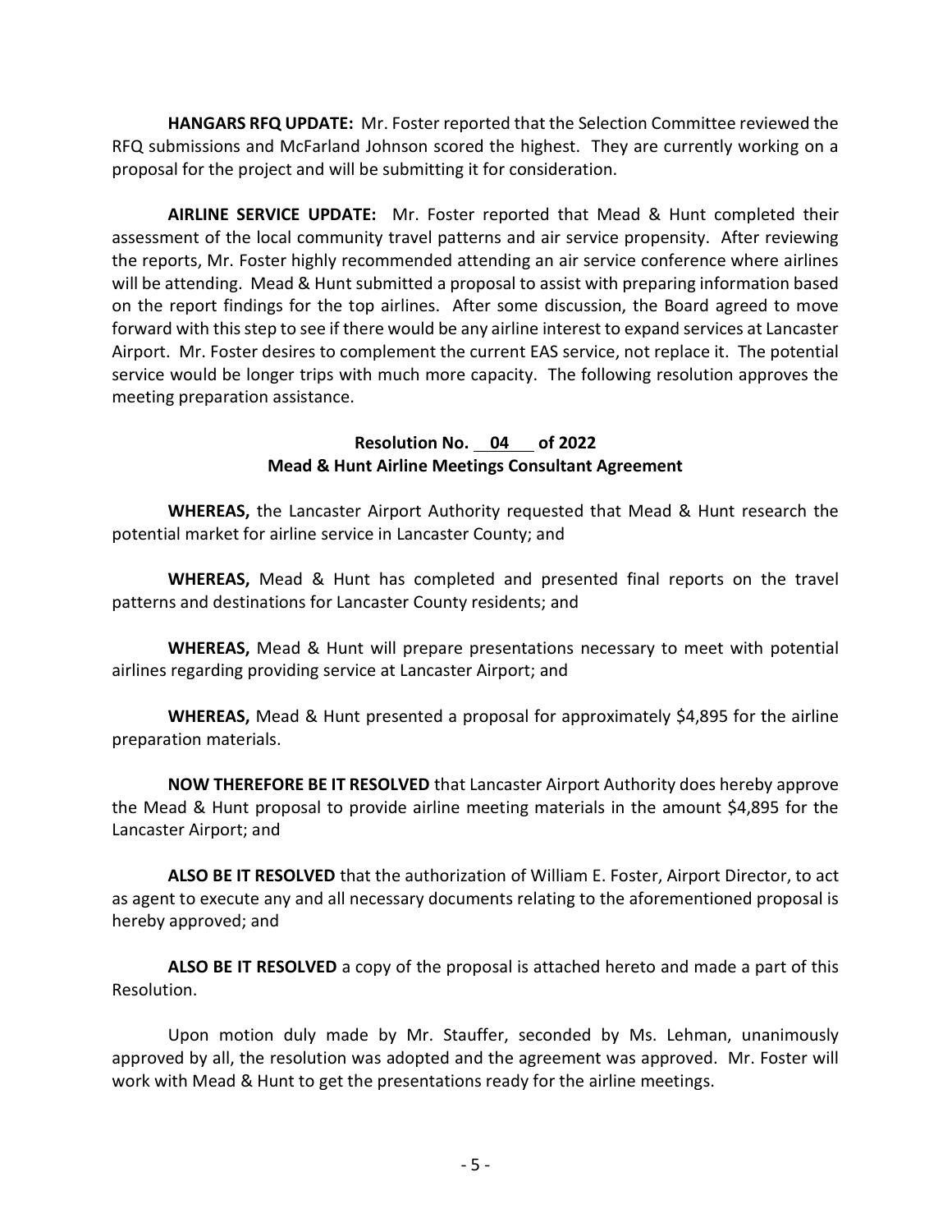**HANGARS RFQ UPDATE:** Mr. Foster reported that the Selection Committee reviewed the RFQ submissions and McFarland Johnson scored the highest. They are currently working on a proposal for the project and will be submitting it for consideration.

**AIRLINE SERVICE UPDATE:** Mr. Foster reported that Mead & Hunt completed their assessment of the local community travel patterns and air service propensity. After reviewing the reports, Mr. Foster highly recommended attending an air service conference where airlines will be attending. Mead & Hunt submitted a proposal to assist with preparing information based on the report findings for the top airlines. After some discussion, the Board agreed to move forward with this step to see if there would be any airline interest to expand services at Lancaster Airport. Mr. Foster desires to complement the current EAS service, not replace it. The potential service would be longer trips with much more capacity. The following resolution approves the meeting preparation assistance.

**Resolution No. 04 of 2022**
**Mead & Hunt Airline Meetings Consultant Agreement**

**WHEREAS,** the Lancaster Airport Authority requested that Mead & Hunt research the potential market for airline service in Lancaster County; and

**WHEREAS,** Mead & Hunt has completed and presented final reports on the travel patterns and destinations for Lancaster County residents; and

**WHEREAS,** Mead & Hunt will prepare presentations necessary to meet with potential airlines regarding providing service at Lancaster Airport; and

**WHEREAS,** Mead & Hunt presented a proposal for approximately $4,895 for the airline preparation materials.

**NOW THEREFORE BE IT RESOLVED** that Lancaster Airport Authority does hereby approve the Mead & Hunt proposal to provide airline meeting materials in the amount $4,895 for the Lancaster Airport; and

**ALSO BE IT RESOLVED** that the authorization of William E. Foster, Airport Director, to act as agent to execute any and all necessary documents relating to the aforementioned proposal is hereby approved; and

**ALSO BE IT RESOLVED** a copy of the proposal is attached hereto and made a part of this Resolution.

Upon motion duly made by Mr. Stauffer, seconded by Ms. Lehman, unanimously approved by all, the resolution was adopted and the agreement was approved. Mr. Foster will work with Mead & Hunt to get the presentations ready for the airline meetings.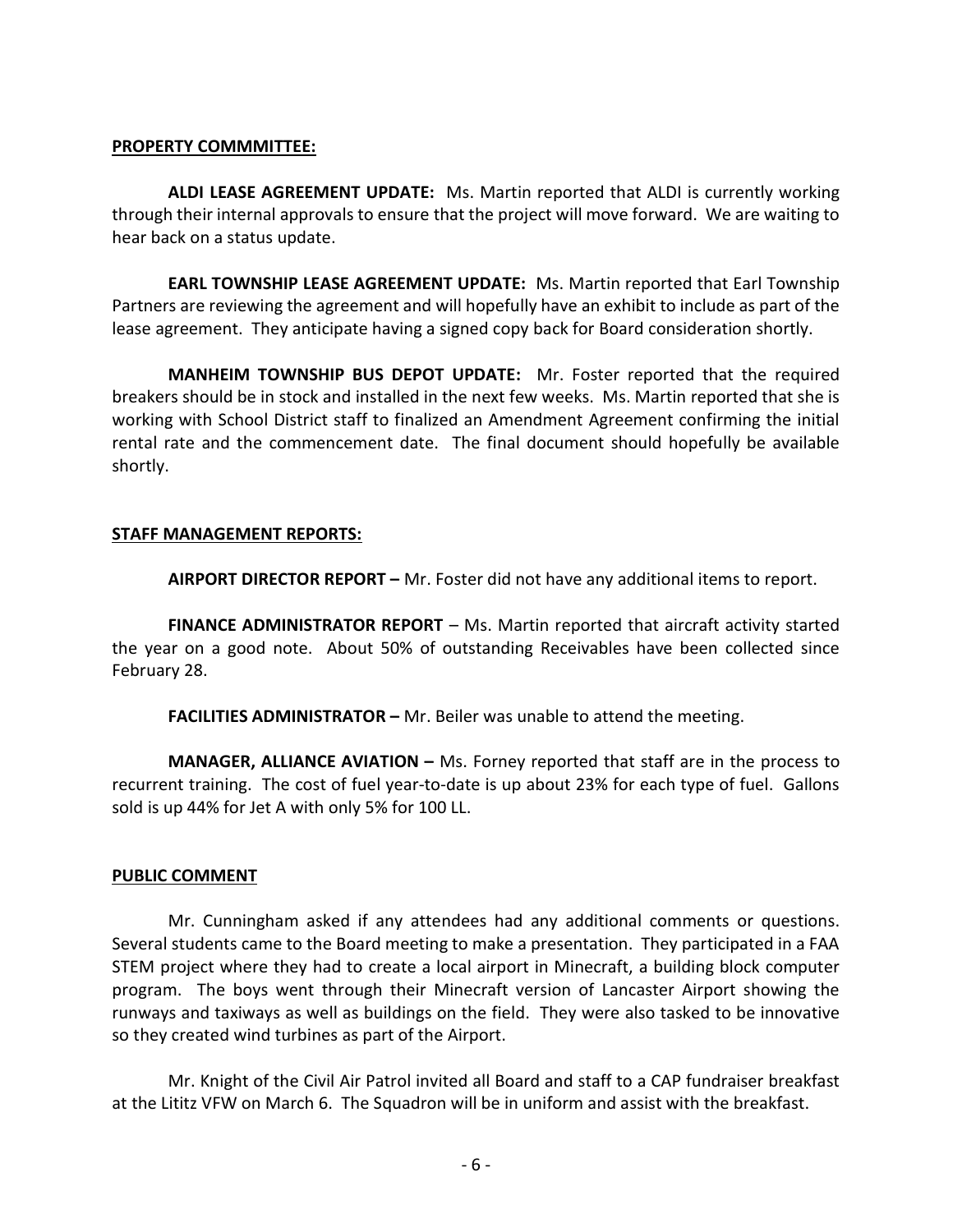## PROPERTY COMMMITTEE:

**ALDI LEASE AGREEMENT UPDATE:** Ms. Martin reported that ALDI is currently working through their internal approvals to ensure that the project will move forward. We are waiting to hear back on a status update.

**EARL TOWNSHIP LEASE AGREEMENT UPDATE:** Ms. Martin reported that Earl Township Partners are reviewing the agreement and will hopefully have an exhibit to include as part of the lease agreement. They anticipate having a signed copy back for Board consideration shortly.

**MANHEIM TOWNSHIP BUS DEPOT UPDATE:** Mr. Foster reported that the required breakers should be in stock and installed in the next few weeks. Ms. Martin reported that she is working with School District staff to finalized an Amendment Agreement confirming the initial rental rate and the commencement date. The final document should hopefully be available shortly.

## STAFF MANAGEMENT REPORTS:

**AIRPORT DIRECTOR REPORT –** Mr. Foster did not have any additional items to report.

**FINANCE ADMINISTRATOR REPORT** – Ms. Martin reported that aircraft activity started the year on a good note. About 50% of outstanding Receivables have been collected since February 28.

**FACILITIES ADMINISTRATOR –** Mr. Beiler was unable to attend the meeting.

**MANAGER, ALLIANCE AVIATION –** Ms. Forney reported that staff are in the process to recurrent training. The cost of fuel year-to-date is up about 23% for each type of fuel. Gallons sold is up 44% for Jet A with only 5% for 100 LL.

## PUBLIC COMMENT

Mr. Cunningham asked if any attendees had any additional comments or questions. Several students came to the Board meeting to make a presentation. They participated in a FAA STEM project where they had to create a local airport in Minecraft, a building block computer program. The boys went through their Minecraft version of Lancaster Airport showing the runways and taxiways as well as buildings on the field. They were also tasked to be innovative so they created wind turbines as part of the Airport.

Mr. Knight of the Civil Air Patrol invited all Board and staff to a CAP fundraiser breakfast at the Lititz VFW on March 6. The Squadron will be in uniform and assist with the breakfast.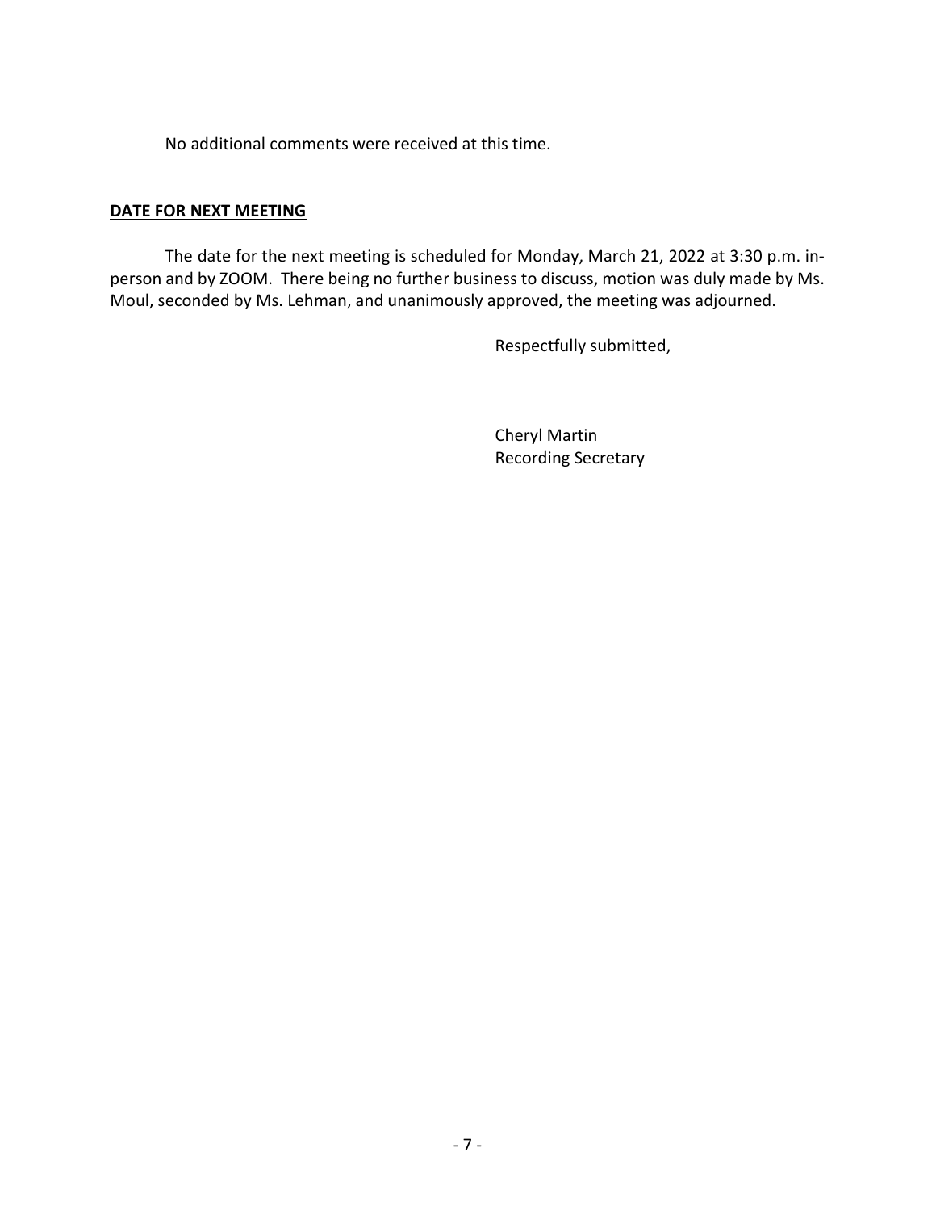No additional comments were received at this time.

**DATE FOR NEXT MEETING**

The date for the next meeting is scheduled for Monday, March 21, 2022 at 3:30 p.m. in-person and by ZOOM. There being no further business to discuss, motion was duly made by Ms. Moul, seconded by Ms. Lehman, and unanimously approved, the meeting was adjourned.

Respectfully submitted,

Cheryl Martin
Recording Secretary